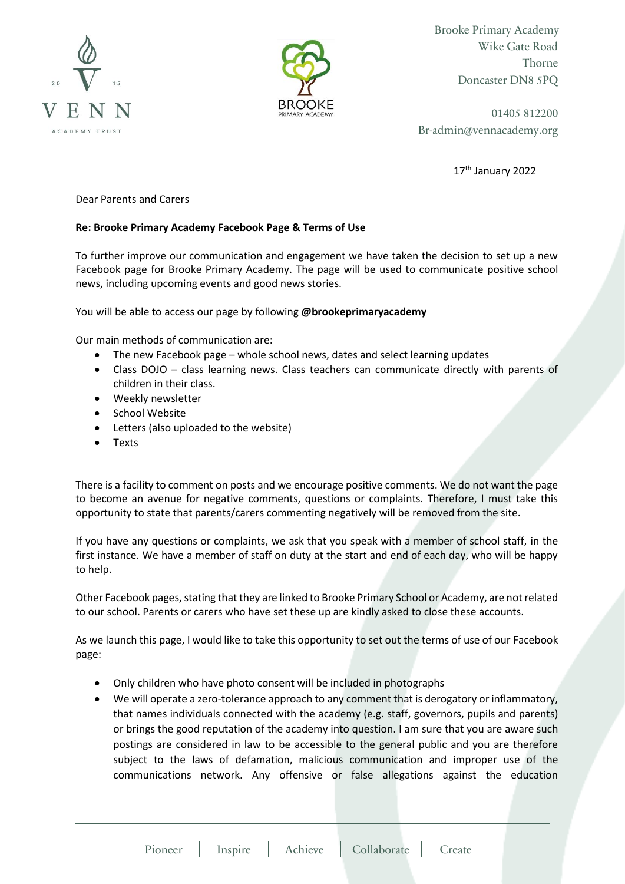Brooke Primary Academy
Wike Gate Road
Thorne
Doncaster DN8 5PQ

01405 812200
Br-admin@vennacademy.org

17th January 2022

Dear Parents and Carers

**Re: Brooke Primary Academy Facebook Page & Terms of Use**

To further improve our communication and engagement we have taken the decision to set up a new Facebook page for Brooke Primary Academy. The page will be used to communicate positive school news, including upcoming events and good news stories.

You will be able to access our page by following **@brookeprimaryacademy**

Our main methods of communication are:

- The new Facebook page – whole school news, dates and select learning updates
- Class DOJO – class learning news. Class teachers can communicate directly with parents of children in their class.
- Weekly newsletter
- School Website
- Letters (also uploaded to the website)
- Texts

There is a facility to comment on posts and we encourage positive comments. We do not want the page to become an avenue for negative comments, questions or complaints. Therefore, I must take this opportunity to state that parents/carers commenting negatively will be removed from the site.

If you have any questions or complaints, we ask that you speak with a member of school staff, in the first instance. We have a member of staff on duty at the start and end of each day, who will be happy to help.

Other Facebook pages, stating that they are linked to Brooke Primary School or Academy, are not related to our school. Parents or carers who have set these up are kindly asked to close these accounts.

As we launch this page, I would like to take this opportunity to set out the terms of use of our Facebook page:

- Only children who have photo consent will be included in photographs
- We will operate a zero-tolerance approach to any comment that is derogatory or inflammatory, that names individuals connected with the academy (e.g. staff, governors, pupils and parents) or brings the good reputation of the academy into question. I am sure that you are aware such postings are considered in law to be accessible to the general public and you are therefore subject to the laws of defamation, malicious communication and improper use of the communications network. Any offensive or false allegations against the education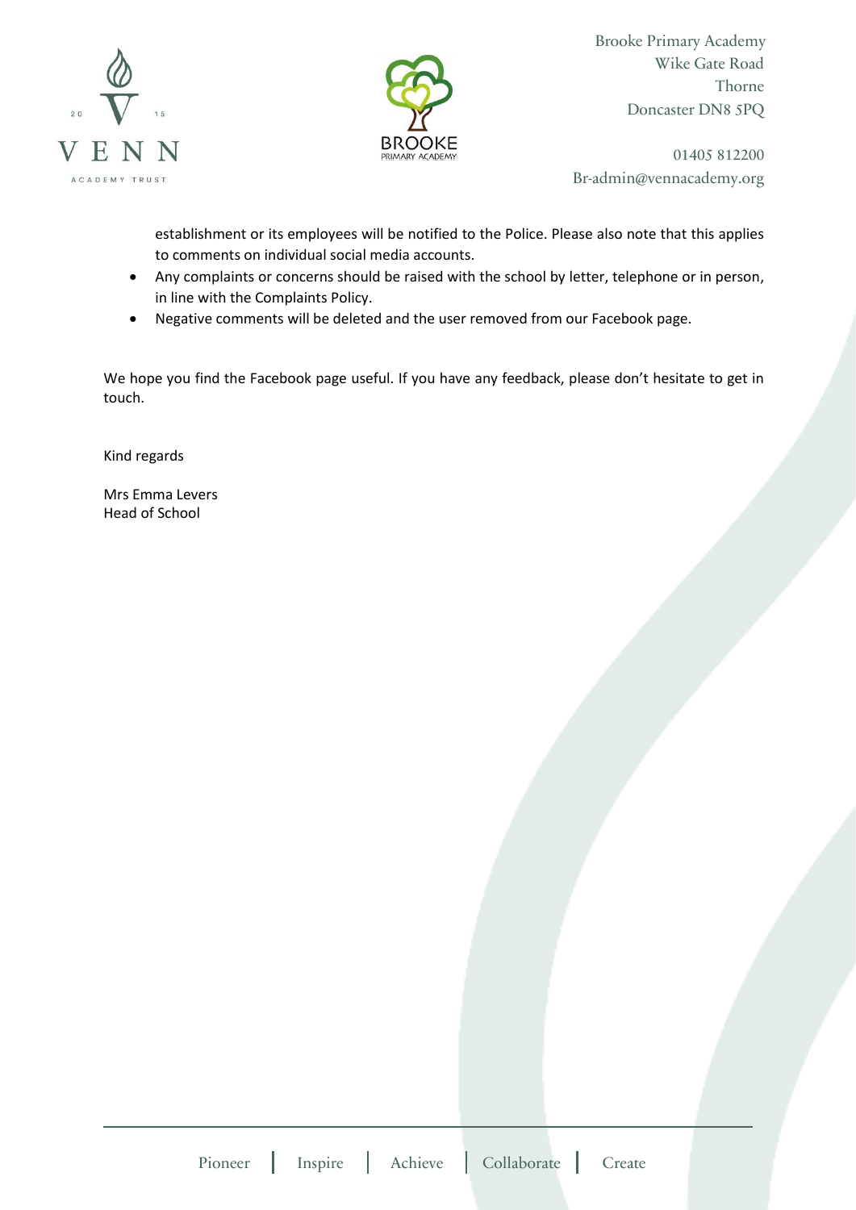establishment or its employees will be notified to the Police. Please also note that this applies to comments on individual social media accounts.

- Any complaints or concerns should be raised with the school by letter, telephone or in person, in line with the Complaints Policy.
- Negative comments will be deleted and the user removed from our Facebook page.

We hope you find the Facebook page useful. If you have any feedback, please don't hesitate to get in touch.

Kind regards

Mrs Emma Levers
Head of School